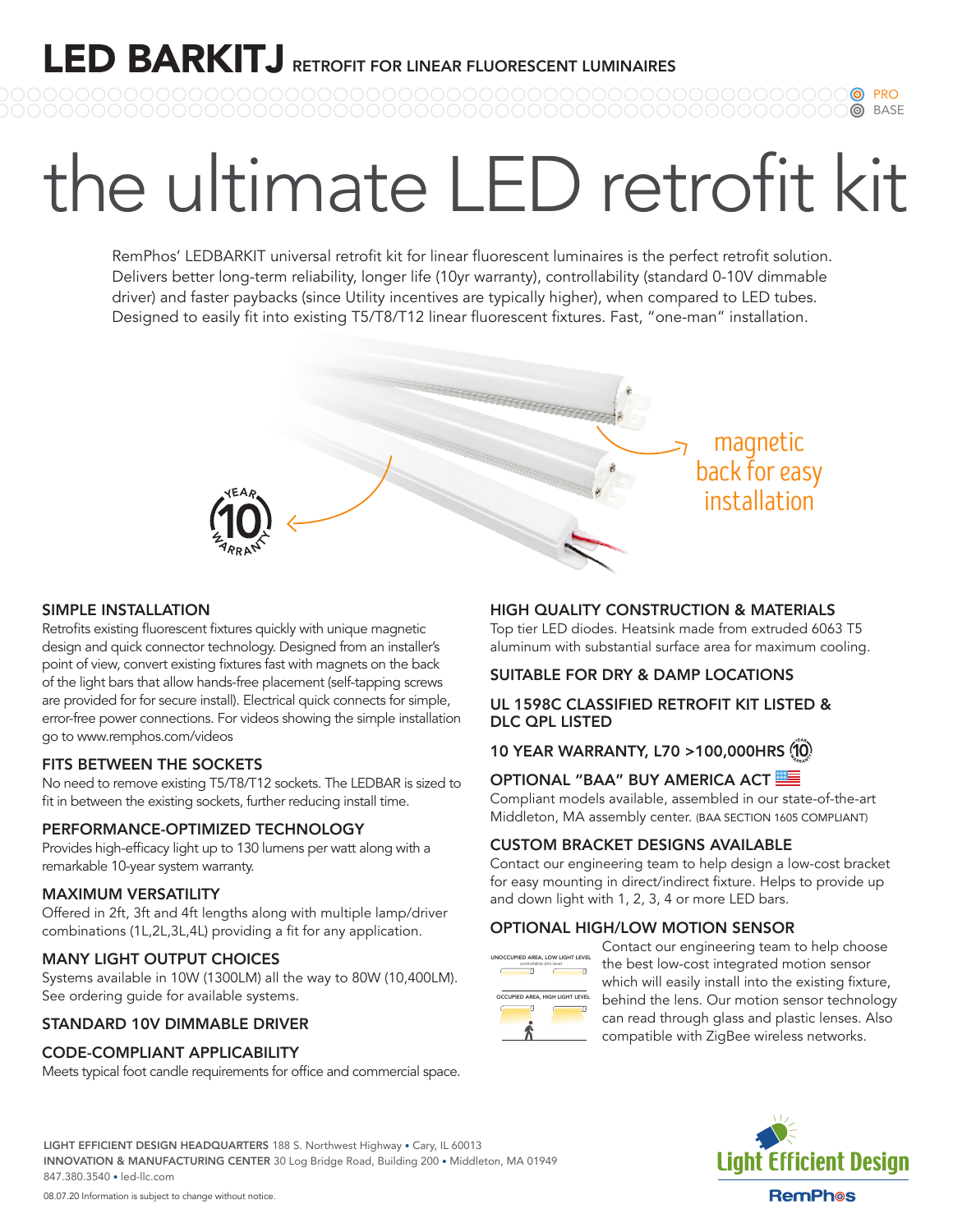# LED BARKITJ RETROFIT FOR LINEAR FLUORESCENT LUMINAIRES

PRO
BASE

# the ultimate LED retrofit kit

RemPhos' LEDBARKIT universal retrofit kit for linear fluorescent luminaires is the perfect retrofit solution. Delivers better long-term reliability, longer life (10yr warranty), controllability (standard 0-10V dimmable driver) and faster paybacks (since Utility incentives are typically higher), when compared to LED tubes. Designed to easily fit into existing T5/T8/T12 linear fluorescent fixtures. Fast, "one-man" installation.

magnetic back for easy installation

10 YEAR WARRANTY

### SIMPLE INSTALLATION

Retrofits existing fluorescent fixtures quickly with unique magnetic design and quick connector technology. Designed from an installer's point of view, convert existing fixtures fast with magnets on the back of the light bars that allow hands-free placement (self-tapping screws are provided for for secure install). Electrical quick connects for simple, error-free power connections. For videos showing the simple installation go to www.remphos.com/videos

### FITS BETWEEN THE SOCKETS

No need to remove existing T5/T8/T12 sockets. The LEDBAR is sized to fit in between the existing sockets, further reducing install time.

### PERFORMANCE-OPTIMIZED TECHNOLOGY

Provides high-efficacy light up to 130 lumens per watt along with a remarkable 10-year system warranty.

### MAXIMUM VERSATILITY

Offered in 2ft, 3ft and 4ft lengths along with multiple lamp/driver combinations (1L,2L,3L,4L) providing a fit for any application.

### MANY LIGHT OUTPUT CHOICES

Systems available in 10W (1300LM) all the way to 80W (10,400LM). See ordering guide for available systems.

### STANDARD 10V DIMMABLE DRIVER

### CODE-COMPLIANT APPLICABILITY

Meets typical foot candle requirements for office and commercial space.

### HIGH QUALITY CONSTRUCTION & MATERIALS

Top tier LED diodes. Heatsink made from extruded 6063 T5 aluminum with substantial surface area for maximum cooling.

### SUITABLE FOR DRY & DAMP LOCATIONS

### UL 1598C CLASSIFIED RETROFIT KIT LISTED & DLC QPL LISTED

### 10 YEAR WARRANTY, L70 >100,000HRS

### OPTIONAL "BAA" BUY AMERICA ACT

Compliant models available, assembled in our state-of-the-art Middleton, MA assembly center. (BAA SECTION 1605 COMPLIANT)

### CUSTOM BRACKET DESIGNS AVAILABLE

Contact our engineering team to help design a low-cost bracket for easy mounting in direct/indirect fixture. Helps to provide up and down light with 1, 2, 3, 4 or more LED bars.

### OPTIONAL HIGH/LOW MOTION SENSOR

UNOCCUPIED AREA, LOW LIGHT LEVEL
controllable dim level

OCCUPIED AREA, HIGH LIGHT LEVEL

Contact our engineering team to help choose the best low-cost integrated motion sensor which will easily install into the existing fixture, behind the lens. Our motion sensor technology can read through glass and plastic lenses. Also compatible with ZigBee wireless networks.

**LIGHT EFFICIENT DESIGN HEADQUARTERS** 188 S. Northwest Highway • Cary, IL 60013
**INNOVATION & MANUFACTURING CENTER** 30 Log Bridge Road, Building 200 • Middleton, MA 01949
847.380.3540 • led-llc.com

08.07.20 Information is subject to change without notice.

Light Efficient Design
RemPhos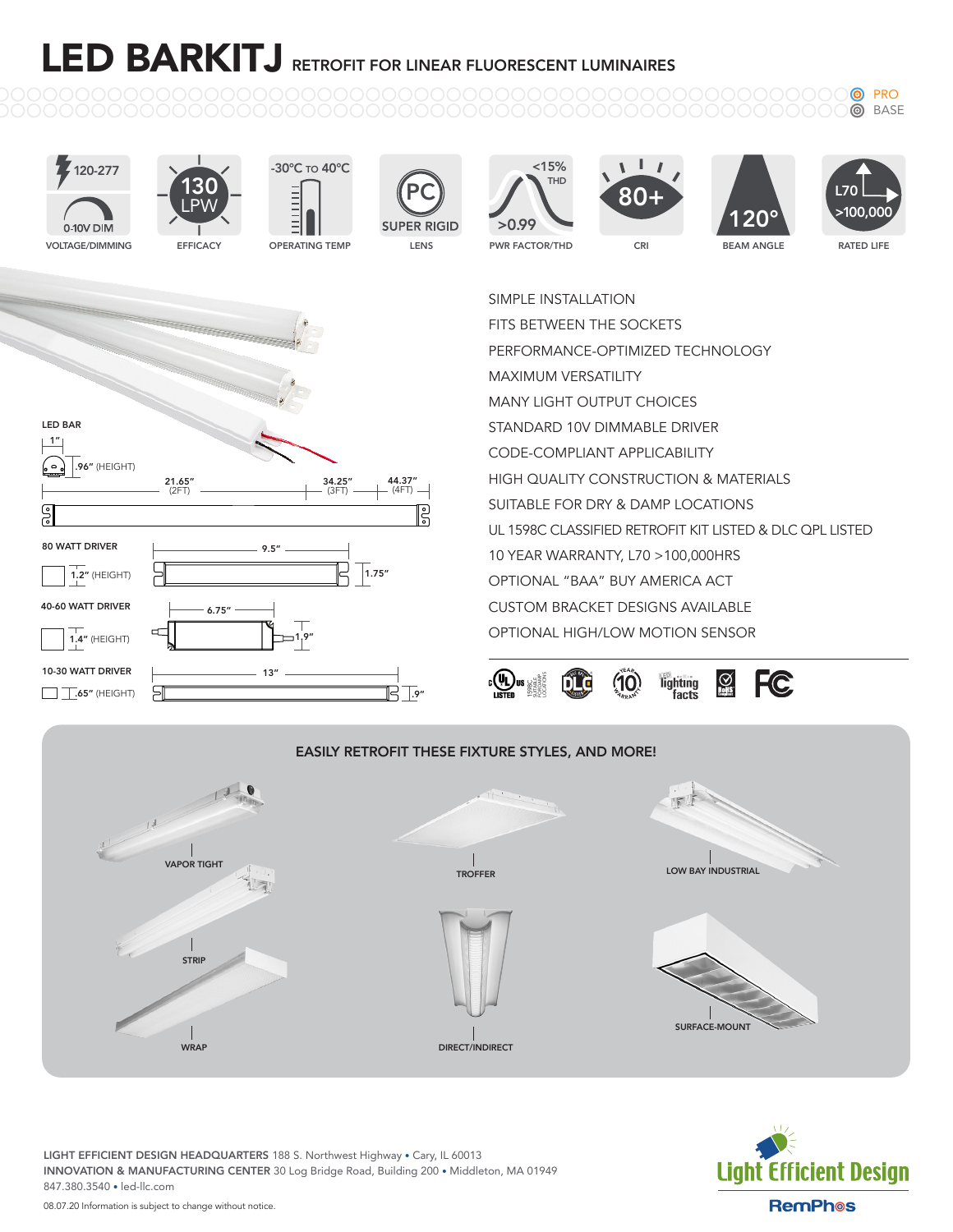# LED BARKITJ RETROFIT FOR LINEAR FLUORESCENT LUMINAIRES

PRO
BASE

| 120-277 / 0-10V DIM | 130 LPW | -30°C TO 40°C | PC SUPER RIGID | <15% THD / >0.99 | 80+ | 120° | L70 >100,000 |
|---|---|---|---|---|---|---|---|
| VOLTAGE/DIMMING | EFFICACY | OPERATING TEMP | LENS | PWR FACTOR/THD | CRI | BEAM ANGLE | RATED LIFE |

LED BAR

1"

.96" (HEIGHT)

21.65" (2FT) — 34.25" (3FT) — 44.37" (4FT)

80 WATT DRIVER

1.2" (HEIGHT) — 9.5" — 1.75"

40-60 WATT DRIVER

1.4" (HEIGHT) — 6.75" — 1.9"

10-30 WATT DRIVER

.65" (HEIGHT) — 13" — .9"

- SIMPLE INSTALLATION
- FITS BETWEEN THE SOCKETS
- PERFORMANCE-OPTIMIZED TECHNOLOGY
- MAXIMUM VERSATILITY
- MANY LIGHT OUTPUT CHOICES
- STANDARD 10V DIMMABLE DRIVER
- CODE-COMPLIANT APPLICABILITY
- HIGH QUALITY CONSTRUCTION & MATERIALS
- SUITABLE FOR DRY & DAMP LOCATIONS
- UL 1598C CLASSIFIED RETROFIT KIT LISTED & DLC QPL LISTED
- 10 YEAR WARRANTY, L70 >100,000HRS
- OPTIONAL "BAA" BUY AMERICA ACT
- CUSTOM BRACKET DESIGNS AVAILABLE
- OPTIONAL HIGH/LOW MOTION SENSOR

## EASILY RETROFIT THESE FIXTURE STYLES, AND MORE!

VAPOR TIGHT

TROFFER

LOW BAY INDUSTRIAL

STRIP

DIRECT/INDIRECT

SURFACE-MOUNT

WRAP

**LIGHT EFFICIENT DESIGN HEADQUARTERS** 188 S. Northwest Highway • Cary, IL 60013
**INNOVATION & MANUFACTURING CENTER** 30 Log Bridge Road, Building 200 • Middleton, MA 01949
847.380.3540 • led-llc.com

08.07.20 Information is subject to change without notice.

Light Efficient Design
RemPhos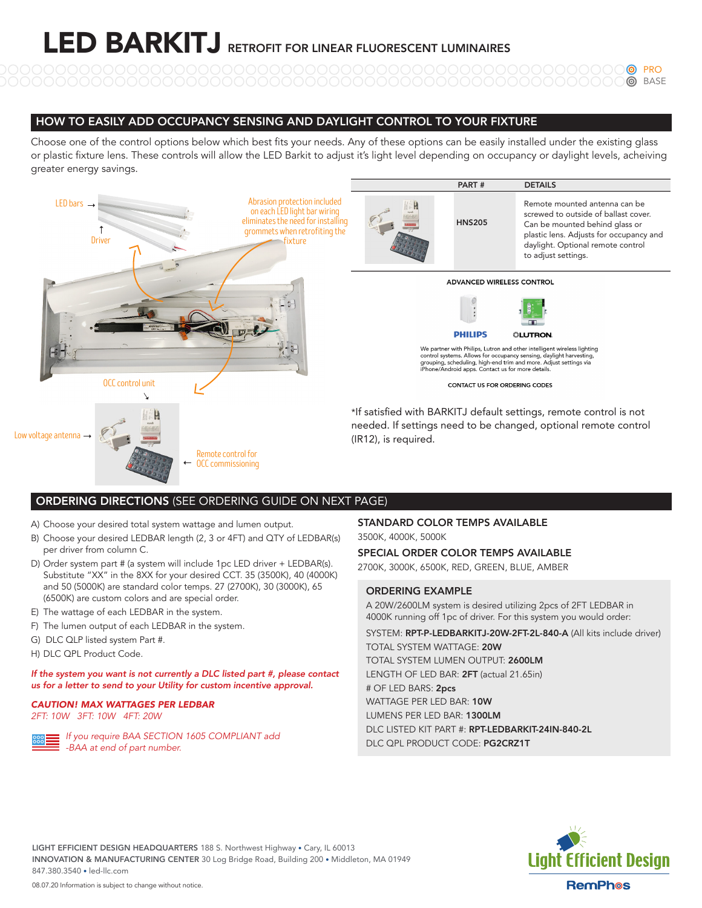# LED BARKITJ RETROFIT FOR LINEAR FLUORESCENT LUMINAIRES

PRO
BASE

## HOW TO EASILY ADD OCCUPANCY SENSING AND DAYLIGHT CONTROL TO YOUR FIXTURE

Choose one of the control options below which best fits your needs. Any of these options can be easily installed under the existing glass or plastic fixture lens. These controls will allow the LED Barkit to adjust it's light level depending on occupancy or daylight levels, acheiving greater energy savings.

LED bars →

Driver

Abrasion protection included on each LED light bar wiring eliminates the need for installing grommets when retrofiting the fixture

OCC control unit

Low voltage antenna →

Remote control for OCC commissioning

| | PART # | DETAILS |
|---|---|---|
| | HNS205 | Remote mounted antenna can be screwed to outside of ballast cover. Can be mounted behind glass or plastic lens. Adjusts for occupancy and daylight. Optional remote control to adjust settings. |

**ADVANCED WIRELESS CONTROL**

PHILIPS LUTRON

We partner with Philips, Lutron and other intelligent wireless lighting control systems. Allows for occupancy sensing, daylight harvesting, grouping, scheduling, high-end trim and more. Adjust settings via iPhone/Android apps. Contact us for more details.

CONTACT US FOR ORDERING CODES

*If satisfied with BARKITJ default settings, remote control is not needed. If settings need to be changed, optional remote control (IR12), is required.

## ORDERING DIRECTIONS (SEE ORDERING GUIDE ON NEXT PAGE)

A) Choose your desired total system wattage and lumen output.
B) Choose your desired LEDBAR length (2, 3 or 4FT) and QTY of LEDBAR(s) per driver from column C.
D) Order system part # (a system will include 1pc LED driver + LEDBAR(s). Substitute "XX" in the 8XX for your desired CCT. 35 (3500K), 40 (4000K) and 50 (5000K) are standard color temps. 27 (2700K), 30 (3000K), 65 (6500K) are custom colors and are special order.
E) The wattage of each LEDBAR in the system.
F) The lumen output of each LEDBAR in the system.
G) DLC QLP listed system Part #.
H) DLC QPL Product Code.

***If the system you want is not currently a DLC listed part #, please contact us for a letter to send to your Utility for custom incentive approval.***

***CAUTION! MAX WATTAGES PER LEDBAR***
*2FT: 10W 3FT: 10W 4FT: 20W*

*If you require BAA SECTION 1605 COMPLIANT add -BAA at end of part number.*

### STANDARD COLOR TEMPS AVAILABLE

3500K, 4000K, 5000K

### SPECIAL ORDER COLOR TEMPS AVAILABLE

2700K, 3000K, 6500K, RED, GREEN, BLUE, AMBER

### ORDERING EXAMPLE

A 20W/2600LM system is desired utilizing 2pcs of 2FT LEDBAR in 4000K running off 1pc of driver. For this system you would order:

SYSTEM: **RPT-P-LEDBARKITJ-20W-2FT-2L-840-A** (All kits include driver)
TOTAL SYSTEM WATTAGE: **20W**
TOTAL SYSTEM LUMEN OUTPUT: **2600LM**
LENGTH OF LED BAR: **2FT** (actual 21.65in)
\# OF LED BARS: **2pcs**
WATTAGE PER LED BAR: **10W**
LUMENS PER LED BAR: **1300LM**
DLC LISTED KIT PART #: **RPT-LEDBARKIT-24IN-840-2L**
DLC QPL PRODUCT CODE: **PG2CRZ1T**

**LIGHT EFFICIENT DESIGN HEADQUARTERS** 188 S. Northwest Highway • Cary, IL 60013
**INNOVATION & MANUFACTURING CENTER** 30 Log Bridge Road, Building 200 • Middleton, MA 01949
847.380.3540 • led-llc.com

08.07.20 Information is subject to change without notice.

Light Efficient Design
RemPhos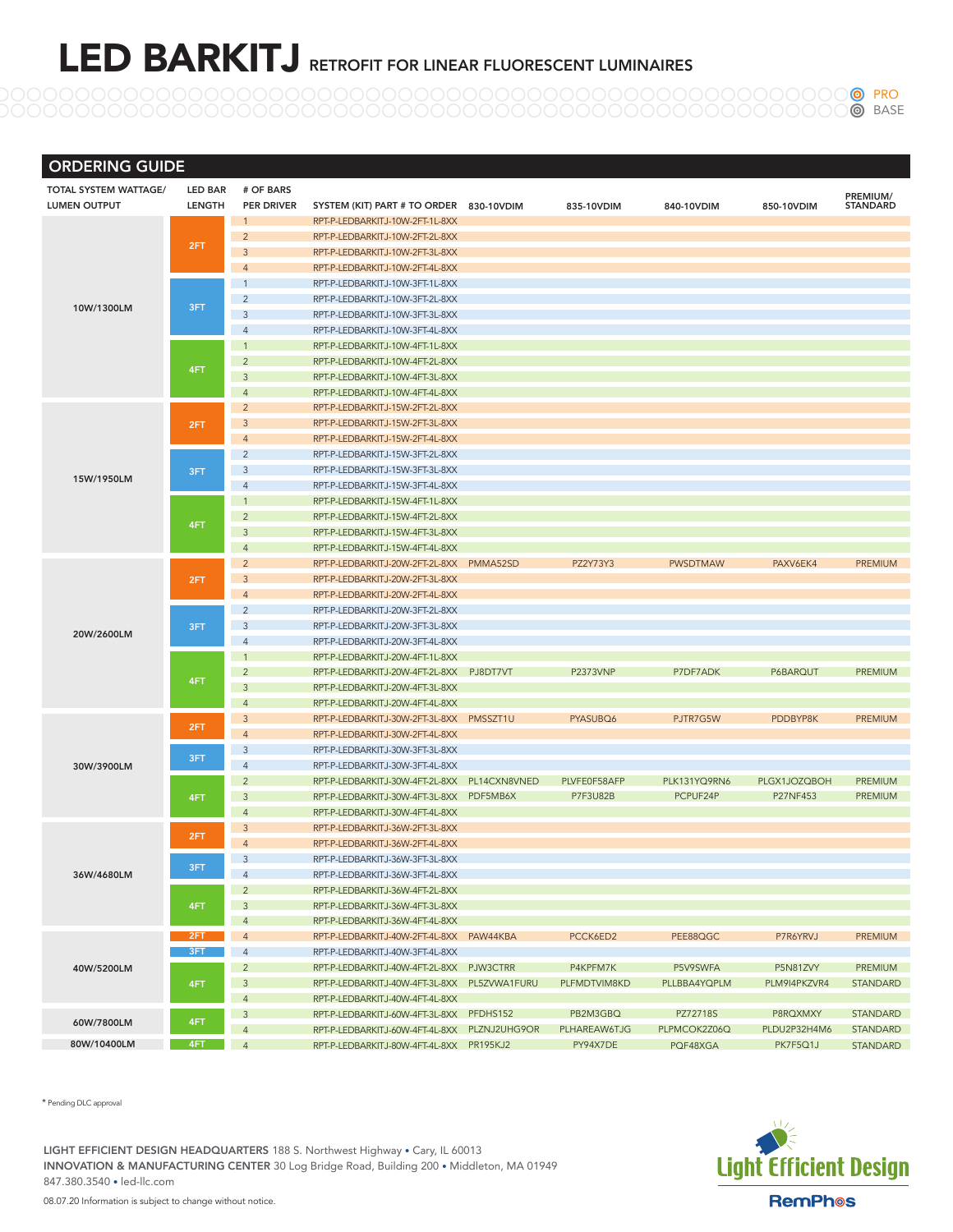# LED BARKITJ RETROFIT FOR LINEAR FLUORESCENT LUMINAIRES

PRO
BASE

## ORDERING GUIDE

| TOTAL SYSTEM WATTAGE/ LUMEN OUTPUT | LED BAR LENGTH | # OF BARS PER DRIVER | SYSTEM (KIT) PART # TO ORDER | 830-10VDIM | 835-10VDIM | 840-10VDIM | 850-10VDIM | PREMIUM/ STANDARD |
|---|---|---|---|---|---|---|---|---|
| 10W/1300LM | 2FT | 1 | RPT-P-LEDBARKITJ-10W-2FT-1L-8XX | | | | | |
| | | 2 | RPT-P-LEDBARKITJ-10W-2FT-2L-8XX | | | | | |
| | | 3 | RPT-P-LEDBARKITJ-10W-2FT-3L-8XX | | | | | |
| | | 4 | RPT-P-LEDBARKITJ-10W-2FT-4L-8XX | | | | | |
| | 3FT | 1 | RPT-P-LEDBARKITJ-10W-3FT-1L-8XX | | | | | |
| | | 2 | RPT-P-LEDBARKITJ-10W-3FT-2L-8XX | | | | | |
| | | 3 | RPT-P-LEDBARKITJ-10W-3FT-3L-8XX | | | | | |
| | | 4 | RPT-P-LEDBARKITJ-10W-3FT-4L-8XX | | | | | |
| | 4FT | 1 | RPT-P-LEDBARKITJ-10W-4FT-1L-8XX | | | | | |
| | | 2 | RPT-P-LEDBARKITJ-10W-4FT-2L-8XX | | | | | |
| | | 3 | RPT-P-LEDBARKITJ-10W-4FT-3L-8XX | | | | | |
| | | 4 | RPT-P-LEDBARKITJ-10W-4FT-4L-8XX | | | | | |
| 15W/1950LM | 2FT | 2 | RPT-P-LEDBARKITJ-15W-2FT-2L-8XX | | | | | |
| | | 3 | RPT-P-LEDBARKITJ-15W-2FT-3L-8XX | | | | | |
| | | 4 | RPT-P-LEDBARKITJ-15W-2FT-4L-8XX | | | | | |
| | 3FT | 2 | RPT-P-LEDBARKITJ-15W-3FT-2L-8XX | | | | | |
| | | 3 | RPT-P-LEDBARKITJ-15W-3FT-3L-8XX | | | | | |
| | | 4 | RPT-P-LEDBARKITJ-15W-3FT-4L-8XX | | | | | |
| | 4FT | 1 | RPT-P-LEDBARKITJ-15W-4FT-1L-8XX | | | | | |
| | | 2 | RPT-P-LEDBARKITJ-15W-4FT-2L-8XX | | | | | |
| | | 3 | RPT-P-LEDBARKITJ-15W-4FT-3L-8XX | | | | | |
| | | 4 | RPT-P-LEDBARKITJ-15W-4FT-4L-8XX | | | | | |
| 20W/2600LM | 2FT | 2 | RPT-P-LEDBARKITJ-20W-2FT-2L-8XX | PMMA52SD | PZ2Y73Y3 | PWSDTMAW | PAXV6EK4 | PREMIUM |
| | | 3 | RPT-P-LEDBARKITJ-20W-2FT-3L-8XX | | | | | |
| | | 4 | RPT-P-LEDBARKITJ-20W-2FT-4L-8XX | | | | | |
| | 3FT | 2 | RPT-P-LEDBARKITJ-20W-3FT-2L-8XX | | | | | |
| | | 3 | RPT-P-LEDBARKITJ-20W-3FT-3L-8XX | | | | | |
| | | 4 | RPT-P-LEDBARKITJ-20W-3FT-4L-8XX | | | | | |
| | 4FT | 1 | RPT-P-LEDBARKITJ-20W-4FT-1L-8XX | | | | | |
| | | 2 | RPT-P-LEDBARKITJ-20W-4FT-2L-8XX | PJ8DT7VT | P2373VNP | P7DF7ADK | P6BARQUT | PREMIUM |
| | | 3 | RPT-P-LEDBARKITJ-20W-4FT-3L-8XX | | | | | |
| | | 4 | RPT-P-LEDBARKITJ-20W-4FT-4L-8XX | | | | | |
| 30W/3900LM | 2FT | 3 | RPT-P-LEDBARKITJ-30W-2FT-3L-8XX | PMSSZT1U | PYASUBQ6 | PJTR7G5W | PDDBYP8K | PREMIUM |
| | | 4 | RPT-P-LEDBARKITJ-30W-2FT-4L-8XX | | | | | |
| | 3FT | 3 | RPT-P-LEDBARKITJ-30W-3FT-3L-8XX | | | | | |
| | | 4 | RPT-P-LEDBARKITJ-30W-3FT-4L-8XX | | | | | |
| | 4FT | 2 | RPT-P-LEDBARKITJ-30W-4FT-2L-8XX | PL14CXN8VNED | PLVFE0F58AFP | PLK131YQ9RN6 | PLGX1JOZQBOH | PREMIUM |
| | | 3 | RPT-P-LEDBARKITJ-30W-4FT-3L-8XX | PDF5MB6X | P7F3U82B | PCPUF24P | P27NF453 | PREMIUM |
| | | 4 | RPT-P-LEDBARKITJ-30W-4FT-4L-8XX | | | | | |
| 36W/4680LM | 2FT | 3 | RPT-P-LEDBARKITJ-36W-2FT-3L-8XX | | | | | |
| | | 4 | RPT-P-LEDBARKITJ-36W-2FT-4L-8XX | | | | | |
| | 3FT | 3 | RPT-P-LEDBARKITJ-36W-3FT-3L-8XX | | | | | |
| | | 4 | RPT-P-LEDBARKITJ-36W-3FT-4L-8XX | | | | | |
| | 4FT | 2 | RPT-P-LEDBARKITJ-36W-4FT-2L-8XX | | | | | |
| | | 3 | RPT-P-LEDBARKITJ-36W-4FT-3L-8XX | | | | | |
| | | 4 | RPT-P-LEDBARKITJ-36W-4FT-4L-8XX | | | | | |
| 40W/5200LM | 2FT | 4 | RPT-P-LEDBARKITJ-40W-2FT-4L-8XX | PAW44KBA | PCCK6ED2 | PEE88QGC | P7R6YRVJ | PREMIUM |
| | 3FT | 4 | RPT-P-LEDBARKITJ-40W-3FT-4L-8XX | | | | | |
| | 4FT | 2 | RPT-P-LEDBARKITJ-40W-4FT-2L-8XX | PJW3CTRR | P4KPFM7K | P5V9SWFA | P5N81ZVY | PREMIUM |
| | | 3 | RPT-P-LEDBARKITJ-40W-4FT-3L-8XX | PL5ZVWA1FURU | PLFMDTVIM8KD | PLLBBA4YQPLM | PLM9I4PKZVR4 | STANDARD |
| | | 4 | RPT-P-LEDBARKITJ-40W-4FT-4L-8XX | | | | | |
| 60W/7800LM | 4FT | 3 | RPT-P-LEDBARKITJ-60W-4FT-3L-8XX | PFDHS152 | PB2M3GBQ | PZ72718S | P8RQXMXY | STANDARD |
| | | 4 | RPT-P-LEDBARKITJ-60W-4FT-4L-8XX | PLZNJ2UHG9OR | PLHAREAW6TJG | PLPMCOK2Z06Q | PLDU2P32H4M6 | STANDARD |
| 80W/10400LM | 4FT | 4 | RPT-P-LEDBARKITJ-80W-4FT-4L-8XX | PR195KJ2 | PY94X7DE | PQF48XGA | PK7F5Q1J | STANDARD |

* Pending DLC approval

**LIGHT EFFICIENT DESIGN HEADQUARTERS** 188 S. Northwest Highway • Cary, IL 60013
**INNOVATION & MANUFACTURING CENTER** 30 Log Bridge Road, Building 200 • Middleton, MA 01949
847.380.3540 • led-llc.com

08.07.20 Information is subject to change without notice.

Light Efficient Design
RemPhos